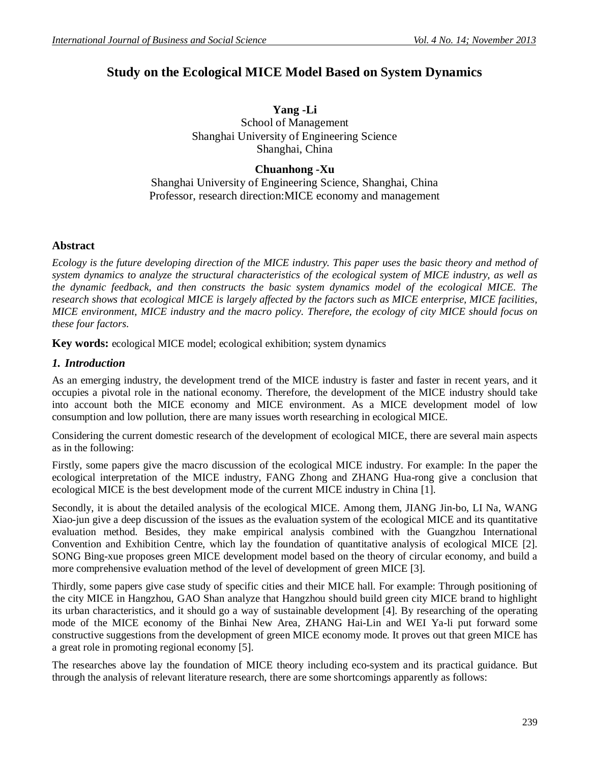# Study on the Ecological MICE Model Based on System Dynamics

**Yang -Li**
School of Management
Shanghai University of Engineering Science
Shanghai, China

**Chuanhong -Xu**
Shanghai University of Engineering Science, Shanghai, China
Professor, research direction:MICE economy and management

## Abstract

*Ecology is the future developing direction of the MICE industry. This paper uses the basic theory and method of system dynamics to analyze the structural characteristics of the ecological system of MICE industry, as well as the dynamic feedback, and then constructs the basic system dynamics model of the ecological MICE. The research shows that ecological MICE is largely affected by the factors such as MICE enterprise, MICE facilities, MICE environment, MICE industry and the macro policy. Therefore, the ecology of city MICE should focus on these four factors.*

**Key words:** ecological MICE model; ecological exhibition; system dynamics

## *1. Introduction*

As an emerging industry, the development trend of the MICE industry is faster and faster in recent years, and it occupies a pivotal role in the national economy. Therefore, the development of the MICE industry should take into account both the MICE economy and MICE environment. As a MICE development model of low consumption and low pollution, there are many issues worth researching in ecological MICE.

Considering the current domestic research of the development of ecological MICE, there are several main aspects as in the following:

Firstly, some papers give the macro discussion of the ecological MICE industry. For example: In the paper the ecological interpretation of the MICE industry, FANG Zhong and ZHANG Hua-rong give a conclusion that ecological MICE is the best development mode of the current MICE industry in China [1].

Secondly, it is about the detailed analysis of the ecological MICE. Among them, JIANG Jin-bo, LI Na, WANG Xiao-jun give a deep discussion of the issues as the evaluation system of the ecological MICE and its quantitative evaluation method. Besides, they make empirical analysis combined with the Guangzhou International Convention and Exhibition Centre, which lay the foundation of quantitative analysis of ecological MICE [2]. SONG Bing-xue proposes green MICE development model based on the theory of circular economy, and build a more comprehensive evaluation method of the level of development of green MICE [3].

Thirdly, some papers give case study of specific cities and their MICE hall. For example: Through positioning of the city MICE in Hangzhou, GAO Shan analyze that Hangzhou should build green city MICE brand to highlight its urban characteristics, and it should go a way of sustainable development [4]. By researching of the operating mode of the MICE economy of the Binhai New Area, ZHANG Hai-Lin and WEI Ya-li put forward some constructive suggestions from the development of green MICE economy mode. It proves out that green MICE has a great role in promoting regional economy [5].

The researches above lay the foundation of MICE theory including eco-system and its practical guidance. But through the analysis of relevant literature research, there are some shortcomings apparently as follows: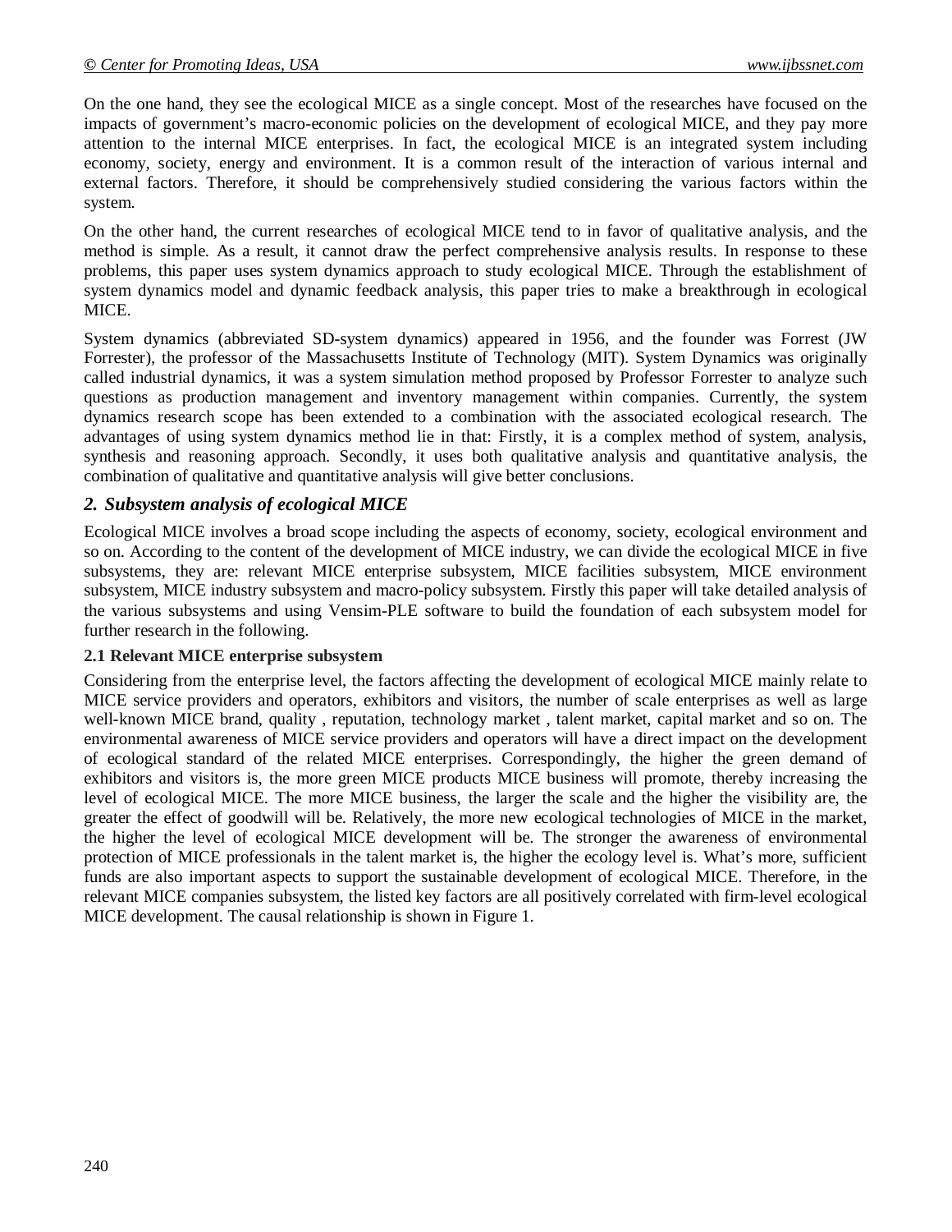On the one hand, they see the ecological MICE as a single concept. Most of the researches have focused on the impacts of government's macro-economic policies on the development of ecological MICE, and they pay more attention to the internal MICE enterprises. In fact, the ecological MICE is an integrated system including economy, society, energy and environment. It is a common result of the interaction of various internal and external factors. Therefore, it should be comprehensively studied considering the various factors within the system.

On the other hand, the current researches of ecological MICE tend to in favor of qualitative analysis, and the method is simple. As a result, it cannot draw the perfect comprehensive analysis results. In response to these problems, this paper uses system dynamics approach to study ecological MICE. Through the establishment of system dynamics model and dynamic feedback analysis, this paper tries to make a breakthrough in ecological MICE.

System dynamics (abbreviated SD-system dynamics) appeared in 1956, and the founder was Forrest (JW Forrester), the professor of the Massachusetts Institute of Technology (MIT). System Dynamics was originally called industrial dynamics, it was a system simulation method proposed by Professor Forrester to analyze such questions as production management and inventory management within companies. Currently, the system dynamics research scope has been extended to a combination with the associated ecological research. The advantages of using system dynamics method lie in that: Firstly, it is a complex method of system, analysis, synthesis and reasoning approach. Secondly, it uses both qualitative analysis and quantitative analysis, the combination of qualitative and quantitative analysis will give better conclusions.

## *2. Subsystem analysis of ecological MICE*

Ecological MICE involves a broad scope including the aspects of economy, society, ecological environment and so on. According to the content of the development of MICE industry, we can divide the ecological MICE in five subsystems, they are: relevant MICE enterprise subsystem, MICE facilities subsystem, MICE environment subsystem, MICE industry subsystem and macro-policy subsystem. Firstly this paper will take detailed analysis of the various subsystems and using Vensim-PLE software to build the foundation of each subsystem model for further research in the following.

### 2.1 Relevant MICE enterprise subsystem

Considering from the enterprise level, the factors affecting the development of ecological MICE mainly relate to MICE service providers and operators, exhibitors and visitors, the number of scale enterprises as well as large well-known MICE brand, quality , reputation, technology market , talent market, capital market and so on. The environmental awareness of MICE service providers and operators will have a direct impact on the development of ecological standard of the related MICE enterprises. Correspondingly, the higher the green demand of exhibitors and visitors is, the more green MICE products MICE business will promote, thereby increasing the level of ecological MICE. The more MICE business, the larger the scale and the higher the visibility are, the greater the effect of goodwill will be. Relatively, the more new ecological technologies of MICE in the market, the higher the level of ecological MICE development will be. The stronger the awareness of environmental protection of MICE professionals in the talent market is, the higher the ecology level is. What's more, sufficient funds are also important aspects to support the sustainable development of ecological MICE. Therefore, in the relevant MICE companies subsystem, the listed key factors are all positively correlated with firm-level ecological MICE development. The causal relationship is shown in Figure 1.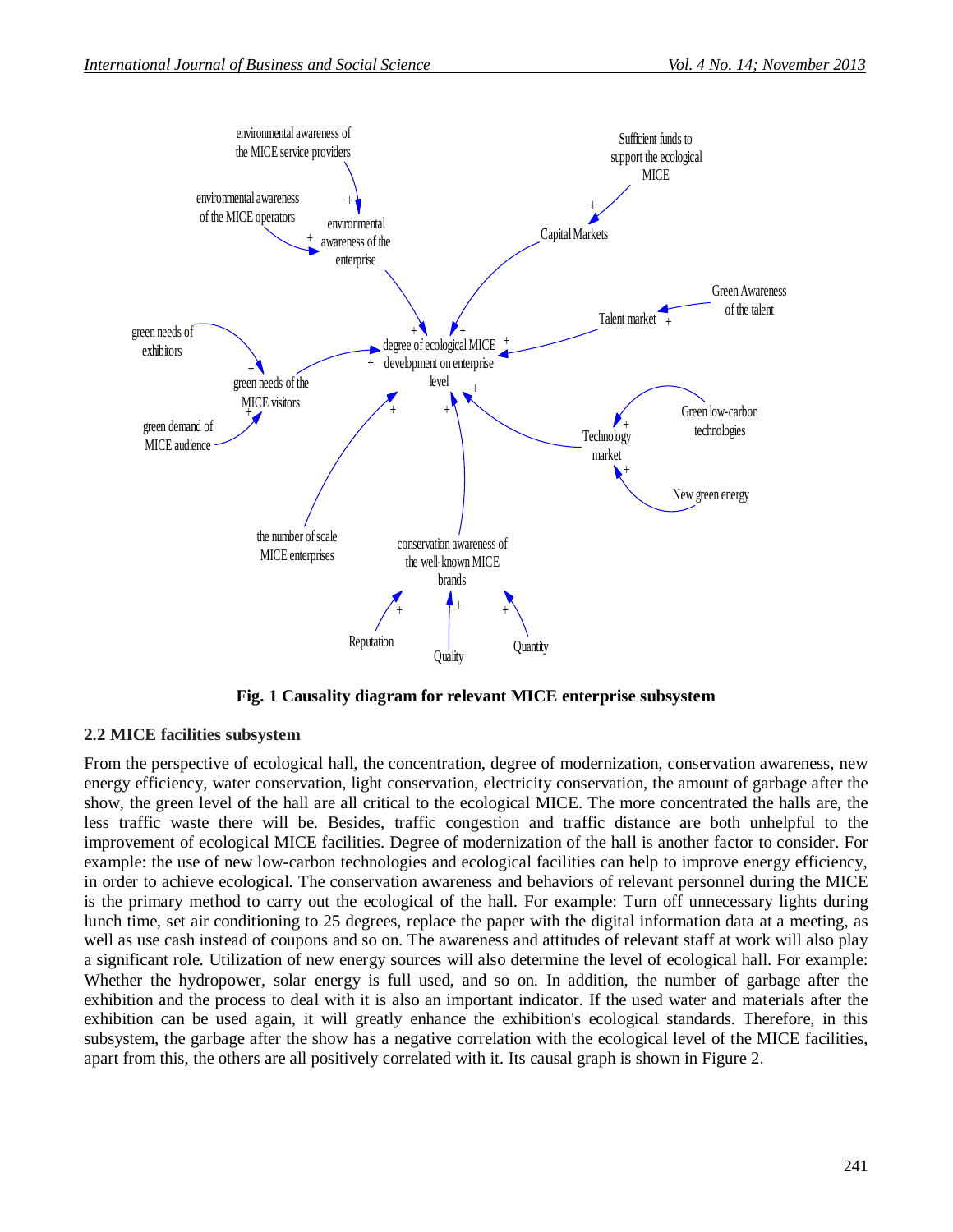environmental awareness of the MICE service providers

environmental awareness of the MICE operators

environmental awareness of the enterprise

Sufficient funds to support the ecological MICE

Capital Markets

Green Awareness of the talent

Talent market

green needs of exhibitors

green needs of the MICE visitors

green demand of MICE audience

degree of ecological MICE development on enterprise level

Green low-carbon technologies

Technology market

New green energy

the number of scale MICE enterprises

conservation awareness of the well-known MICE brands

Reputation

Quality

Quantity

+

**Fig. 1 Causality diagram for relevant MICE enterprise subsystem**

## 2.2 MICE facilities subsystem

From the perspective of ecological hall, the concentration, degree of modernization, conservation awareness, new energy efficiency, water conservation, light conservation, electricity conservation, the amount of garbage after the show, the green level of the hall are all critical to the ecological MICE. The more concentrated the halls are, the less traffic waste there will be. Besides, traffic congestion and traffic distance are both unhelpful to the improvement of ecological MICE facilities. Degree of modernization of the hall is another factor to consider. For example: the use of new low-carbon technologies and ecological facilities can help to improve energy efficiency, in order to achieve ecological. The conservation awareness and behaviors of relevant personnel during the MICE is the primary method to carry out the ecological of the hall. For example: Turn off unnecessary lights during lunch time, set air conditioning to 25 degrees, replace the paper with the digital information data at a meeting, as well as use cash instead of coupons and so on. The awareness and attitudes of relevant staff at work will also play a significant role. Utilization of new energy sources will also determine the level of ecological hall. For example: Whether the hydropower, solar energy is full used, and so on. In addition, the number of garbage after the exhibition and the process to deal with it is also an important indicator. If the used water and materials after the exhibition can be used again, it will greatly enhance the exhibition's ecological standards. Therefore, in this subsystem, the garbage after the show has a negative correlation with the ecological level of the MICE facilities, apart from this, the others are all positively correlated with it. Its causal graph is shown in Figure 2.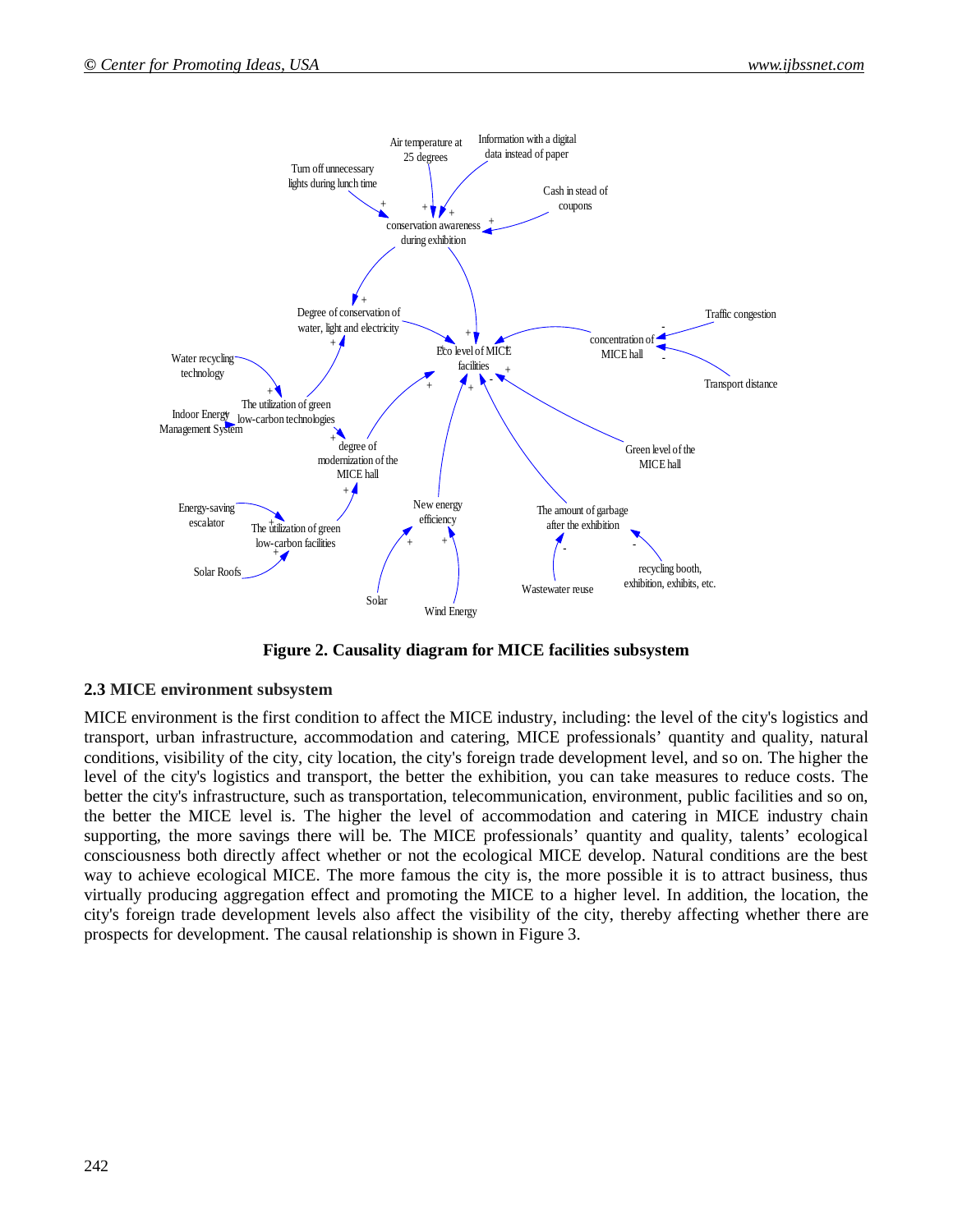Air temperature at 25 degrees

Information with a digital data instead of paper

Turn off unnecessary lights during lunch time

Cash in stead of coupons

conservation awareness during exhibition

Degree of conservation of water, light and electricity

Eco level of MICE facilities

concentration of MICE hall

Traffic congestion

Transport distance

Water recycling technology

The utilization of green low-carbon technologies

Indoor Energy Management System

degree of modernization of the MICE hall

Green level of the MICE hall

Energy-saving escalator

The utilization of green low-carbon facilities

Solar Roofs

New energy efficiency

The amount of garbage after the exhibition

Solar

Wind Energy

Wastewater reuse

recycling booth, exhibition, exhibits, etc.

**Figure 2. Causality diagram for MICE facilities subsystem**

### 2.3 MICE environment subsystem

MICE environment is the first condition to affect the MICE industry, including: the level of the city's logistics and transport, urban infrastructure, accommodation and catering, MICE professionals' quantity and quality, natural conditions, visibility of the city, city location, the city's foreign trade development level, and so on. The higher the level of the city's logistics and transport, the better the exhibition, you can take measures to reduce costs. The better the city's infrastructure, such as transportation, telecommunication, environment, public facilities and so on, the better the MICE level is. The higher the level of accommodation and catering in MICE industry chain supporting, the more savings there will be. The MICE professionals' quantity and quality, talents' ecological consciousness both directly affect whether or not the ecological MICE develop. Natural conditions are the best way to achieve ecological MICE. The more famous the city is, the more possible it is to attract business, thus virtually producing aggregation effect and promoting the MICE to a higher level. In addition, the location, the city's foreign trade development levels also affect the visibility of the city, thereby affecting whether there are prospects for development. The causal relationship is shown in Figure 3.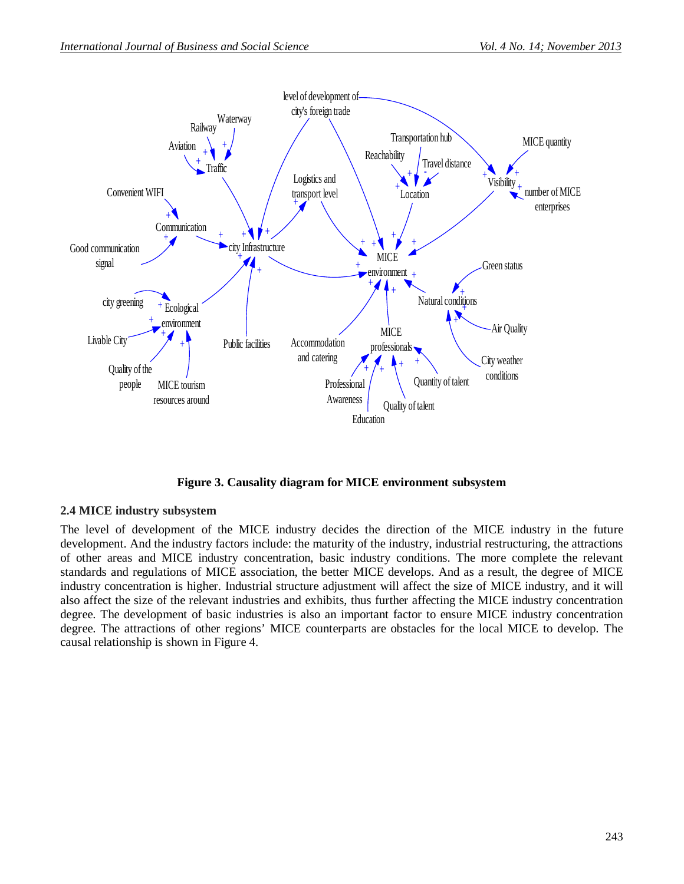level of development of city's foreign trade

Waterway

Railway

Aviation

Traffic

Transportation hub

Reachability

Travel distance

MICE quantity

Visibility

number of MICE enterprises

Logistics and transport level

Location

Convenient WIFI

Communication

Good communication signal

city Infrastructure

MICE environment

Green status

Natural conditions

Air Quality

City weather conditions

city greening

Ecological environment

Livable City

Quality of the people

MICE tourism resources around

Public facilities

Accommodation and catering

MICE professionals

Professional Awareness

Education

Quality of talent

Quantity of talent

**Figure 3. Causality diagram for MICE environment subsystem**

## 2.4 MICE industry subsystem

The level of development of the MICE industry decides the direction of the MICE industry in the future development. And the industry factors include: the maturity of the industry, industrial restructuring, the attractions of other areas and MICE industry concentration, basic industry conditions. The more complete the relevant standards and regulations of MICE association, the better MICE develops. And as a result, the degree of MICE industry concentration is higher. Industrial structure adjustment will affect the size of MICE industry, and it will also affect the size of the relevant industries and exhibits, thus further affecting the MICE industry concentration degree. The development of basic industries is also an important factor to ensure MICE industry concentration degree. The attractions of other regions' MICE counterparts are obstacles for the local MICE to develop. The causal relationship is shown in Figure 4.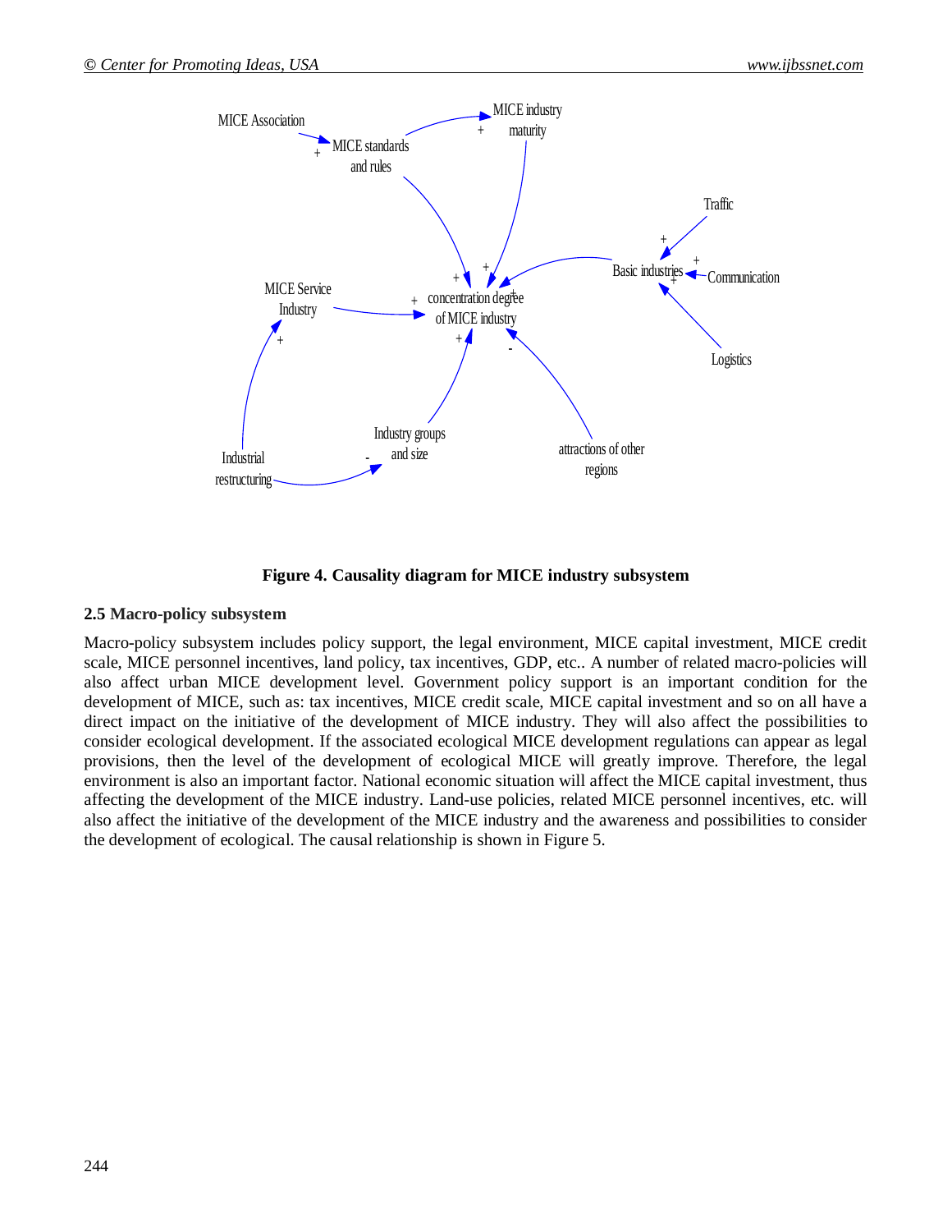MICE Association

MICE standards and rules

MICE industry maturity

Traffic

Basic industries

Communication

Logistics

MICE Service Industry

concentration degree of MICE industry

Industry groups and size

attractions of other regions

Industrial restructuring

**Figure 4. Causality diagram for MICE industry subsystem**

### 2.5 Macro-policy subsystem

Macro-policy subsystem includes policy support, the legal environment, MICE capital investment, MICE credit scale, MICE personnel incentives, land policy, tax incentives, GDP, etc.. A number of related macro-policies will also affect urban MICE development level. Government policy support is an important condition for the development of MICE, such as: tax incentives, MICE credit scale, MICE capital investment and so on all have a direct impact on the initiative of the development of MICE industry. They will also affect the possibilities to consider ecological development. If the associated ecological MICE development regulations can appear as legal provisions, then the level of the development of ecological MICE will greatly improve. Therefore, the legal environment is also an important factor. National economic situation will affect the MICE capital investment, thus affecting the development of the MICE industry. Land-use policies, related MICE personnel incentives, etc. will also affect the initiative of the development of the MICE industry and the awareness and possibilities to consider the development of ecological. The causal relationship is shown in Figure 5.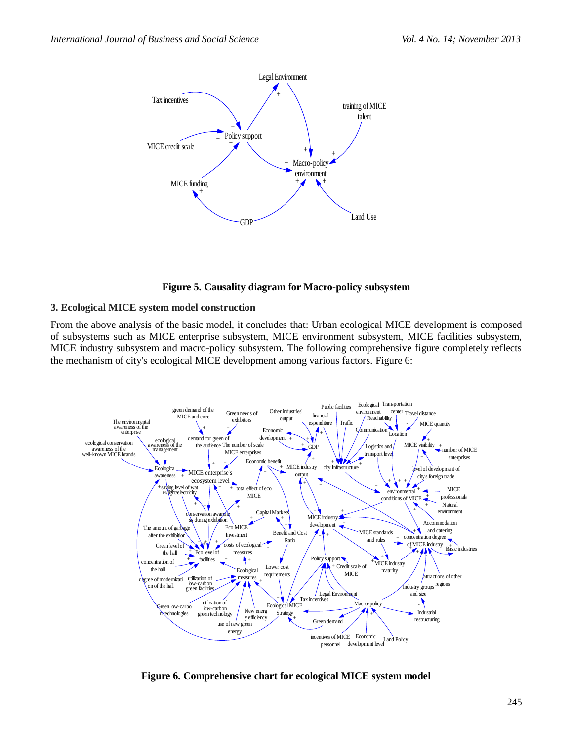Tax incentives

MICE credit scale

MICE funding

Policy support

Legal Environment

training of MICE talent

Macro-policy environment

GDP

Land Use

**Figure 5. Causality diagram for Macro-policy subsystem**

## 3. Ecological MICE system model construction

From the above analysis of the basic model, it concludes that: Urban ecological MICE development is composed of subsystems such as MICE enterprise subsystem, MICE environment subsystem, MICE facilities subsystem, MICE industry subsystem and macro-policy subsystem. The following comprehensive figure completely reflects the mechanism of city's ecological MICE development among various factors. Figure 6:

green demand of the MICE audience

Green needs of exhibitors

Other industries' output

Public facilities financial expenditure

Ecological environment

Transportation center

Travel distance

The environmental awareness of the enterprise

ecological conservation awareness of the well-known MICE brands

ecological awareness of the management

demand for green of the audience

The number of scale MICE enterprises

Economic development

GDP

Traffic

Reachability

Communication

Location

MICE quantity

MICE visibility

number of MICE enterprises

Logistics and transport level

Economic benefit

MICE industry output

city Infrastructure

level of development of city's foreign trade

Ecological awareness

MICE enterprise's ecosystem level

saving level of water/light/electricity

total effect of eco MICE

environmental conditions of MICE

MICE professionals

Natural environment

conservation awareness during exhibition

Capital Markets

MICE industry development

Accommodation and catering

The amount of garbage after the exhibition

Eco MICE Investment

Benefit and Cost Ratio

MICE standards and rules

concentration degree of MICE industry

Basic industries

Green level of the hall

Eco level of facilities

costs of ecological measures

concentration of the hall

Policy support

Credit scale of MICE

MICE industry maturity

Lower cost requirements

Ecological measures

degree of modernization of the hall

utilization of low-carbon green facilities

attractions of other regions

Industry groups and size

Legal Environment

Tax incentives

utilization of low-carbon green technology

Green low-carbon technologies

New energy efficiency

Ecological MICE Strategy

Macro-policy

Industrial restructuring

use of new green energy

Green demand

incentives of MICE personnel

Economic development level

Land Policy

**Figure 6. Comprehensive chart for ecological MICE system model**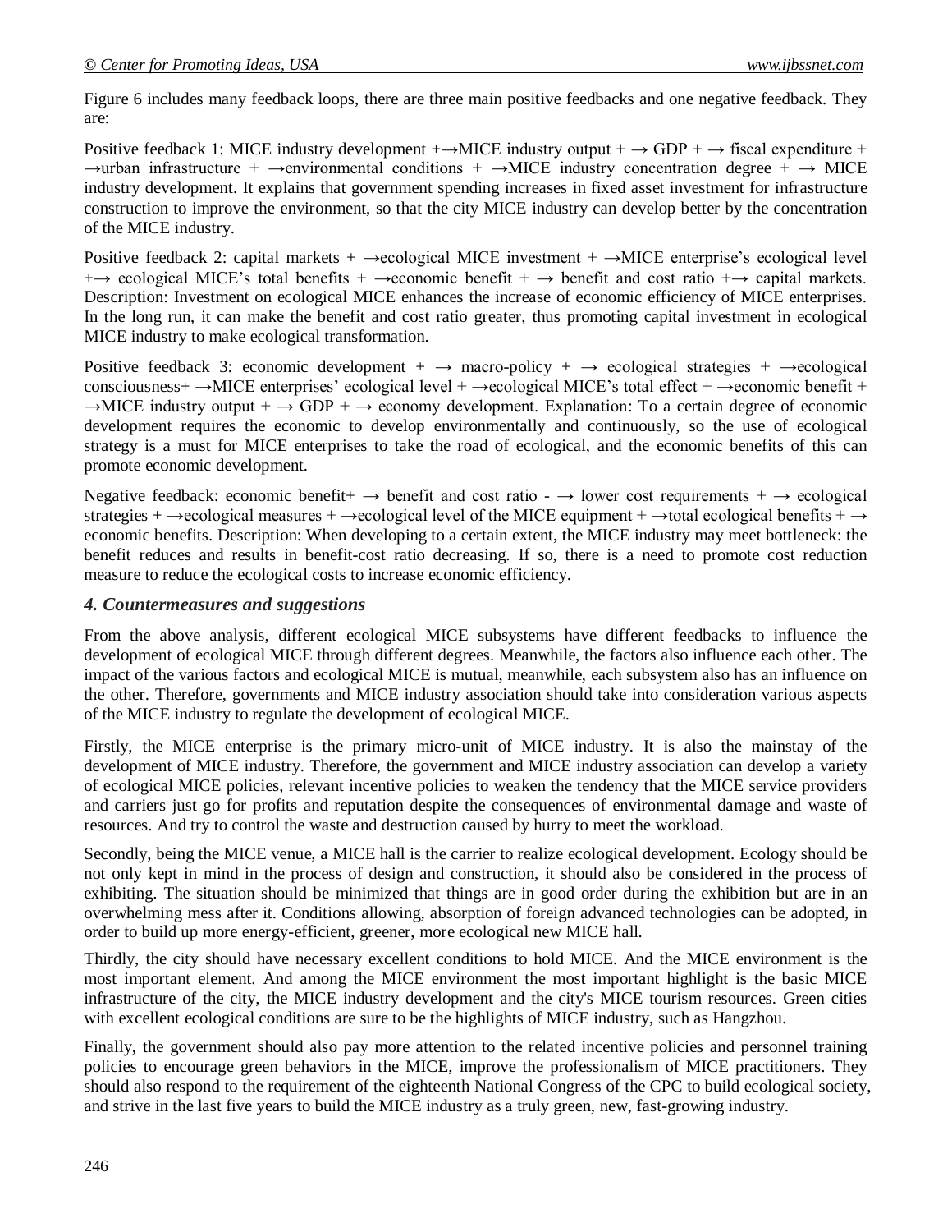Figure 6 includes many feedback loops, there are three main positive feedbacks and one negative feedback. They are:

Positive feedback 1: MICE industry development +→MICE industry output + → GDP + → fiscal expenditure + →urban infrastructure + →environmental conditions + →MICE industry concentration degree + → MICE industry development. It explains that government spending increases in fixed asset investment for infrastructure construction to improve the environment, so that the city MICE industry can develop better by the concentration of the MICE industry.

Positive feedback 2: capital markets + →ecological MICE investment + →MICE enterprise's ecological level +→ ecological MICE's total benefits + →economic benefit + → benefit and cost ratio +→ capital markets. Description: Investment on ecological MICE enhances the increase of economic efficiency of MICE enterprises. In the long run, it can make the benefit and cost ratio greater, thus promoting capital investment in ecological MICE industry to make ecological transformation.

Positive feedback 3: economic development + → macro-policy + → ecological strategies + →ecological consciousness+ →MICE enterprises' ecological level + →ecological MICE's total effect + →economic benefit + →MICE industry output + → GDP + → economy development. Explanation: To a certain degree of economic development requires the economic to develop environmentally and continuously, so the use of ecological strategy is a must for MICE enterprises to take the road of ecological, and the economic benefits of this can promote economic development.

Negative feedback: economic benefit+ → benefit and cost ratio - → lower cost requirements + → ecological strategies + →ecological measures + →ecological level of the MICE equipment + →total ecological benefits + → economic benefits. Description: When developing to a certain extent, the MICE industry may meet bottleneck: the benefit reduces and results in benefit-cost ratio decreasing. If so, there is a need to promote cost reduction measure to reduce the ecological costs to increase economic efficiency.

### *4. Countermeasures and suggestions*

From the above analysis, different ecological MICE subsystems have different feedbacks to influence the development of ecological MICE through different degrees. Meanwhile, the factors also influence each other. The impact of the various factors and ecological MICE is mutual, meanwhile, each subsystem also has an influence on the other. Therefore, governments and MICE industry association should take into consideration various aspects of the MICE industry to regulate the development of ecological MICE.

Firstly, the MICE enterprise is the primary micro-unit of MICE industry. It is also the mainstay of the development of MICE industry. Therefore, the government and MICE industry association can develop a variety of ecological MICE policies, relevant incentive policies to weaken the tendency that the MICE service providers and carriers just go for profits and reputation despite the consequences of environmental damage and waste of resources. And try to control the waste and destruction caused by hurry to meet the workload.

Secondly, being the MICE venue, a MICE hall is the carrier to realize ecological development. Ecology should be not only kept in mind in the process of design and construction, it should also be considered in the process of exhibiting. The situation should be minimized that things are in good order during the exhibition but are in an overwhelming mess after it. Conditions allowing, absorption of foreign advanced technologies can be adopted, in order to build up more energy-efficient, greener, more ecological new MICE hall.

Thirdly, the city should have necessary excellent conditions to hold MICE. And the MICE environment is the most important element. And among the MICE environment the most important highlight is the basic MICE infrastructure of the city, the MICE industry development and the city's MICE tourism resources. Green cities with excellent ecological conditions are sure to be the highlights of MICE industry, such as Hangzhou.

Finally, the government should also pay more attention to the related incentive policies and personnel training policies to encourage green behaviors in the MICE, improve the professionalism of MICE practitioners. They should also respond to the requirement of the eighteenth National Congress of the CPC to build ecological society, and strive in the last five years to build the MICE industry as a truly green, new, fast-growing industry.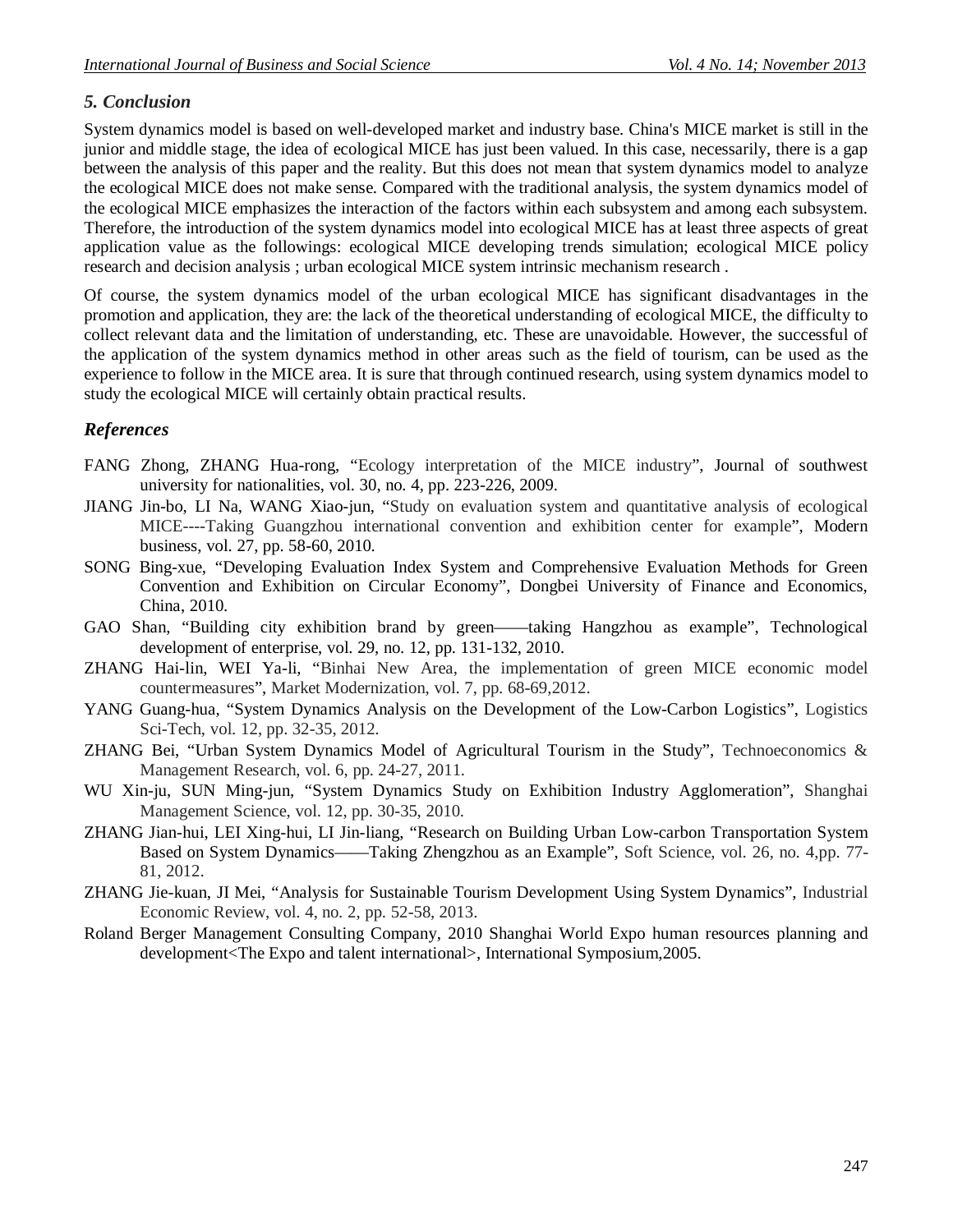### *5. Conclusion*

System dynamics model is based on well-developed market and industry base. China's MICE market is still in the junior and middle stage, the idea of ecological MICE has just been valued. In this case, necessarily, there is a gap between the analysis of this paper and the reality. But this does not mean that system dynamics model to analyze the ecological MICE does not make sense. Compared with the traditional analysis, the system dynamics model of the ecological MICE emphasizes the interaction of the factors within each subsystem and among each subsystem. Therefore, the introduction of the system dynamics model into ecological MICE has at least three aspects of great application value as the followings: ecological MICE developing trends simulation; ecological MICE policy research and decision analysis ; urban ecological MICE system intrinsic mechanism research .

Of course, the system dynamics model of the urban ecological MICE has significant disadvantages in the promotion and application, they are: the lack of the theoretical understanding of ecological MICE, the difficulty to collect relevant data and the limitation of understanding, etc. These are unavoidable. However, the successful of the application of the system dynamics method in other areas such as the field of tourism, can be used as the experience to follow in the MICE area. It is sure that through continued research, using system dynamics model to study the ecological MICE will certainly obtain practical results.

## *References*

FANG Zhong, ZHANG Hua-rong, "Ecology interpretation of the MICE industry", Journal of southwest university for nationalities, vol. 30, no. 4, pp. 223-226, 2009.

JIANG Jin-bo, LI Na, WANG Xiao-jun, "Study on evaluation system and quantitative analysis of ecological MICE----Taking Guangzhou international convention and exhibition center for example", Modern business, vol. 27, pp. 58-60, 2010.

SONG Bing-xue, "Developing Evaluation Index System and Comprehensive Evaluation Methods for Green Convention and Exhibition on Circular Economy", Dongbei University of Finance and Economics, China, 2010.

GAO Shan, "Building city exhibition brand by green——taking Hangzhou as example", Technological development of enterprise, vol. 29, no. 12, pp. 131-132, 2010.

ZHANG Hai-lin, WEI Ya-li, "Binhai New Area, the implementation of green MICE economic model countermeasures", Market Modernization, vol. 7, pp. 68-69,2012.

YANG Guang-hua, "System Dynamics Analysis on the Development of the Low-Carbon Logistics", Logistics Sci-Tech, vol. 12, pp. 32-35, 2012.

ZHANG Bei, "Urban System Dynamics Model of Agricultural Tourism in the Study", Technoeconomics & Management Research, vol. 6, pp. 24-27, 2011.

WU Xin-ju, SUN Ming-jun, "System Dynamics Study on Exhibition Industry Agglomeration", Shanghai Management Science, vol. 12, pp. 30-35, 2010.

ZHANG Jian-hui, LEI Xing-hui, LI Jin-liang, "Research on Building Urban Low-carbon Transportation System Based on System Dynamics——Taking Zhengzhou as an Example", Soft Science, vol. 26, no. 4,pp. 77-81, 2012.

ZHANG Jie-kuan, JI Mei, "Analysis for Sustainable Tourism Development Using System Dynamics", Industrial Economic Review, vol. 4, no. 2, pp. 52-58, 2013.

Roland Berger Management Consulting Company, 2010 Shanghai World Expo human resources planning and development<The Expo and talent international>, International Symposium,2005.